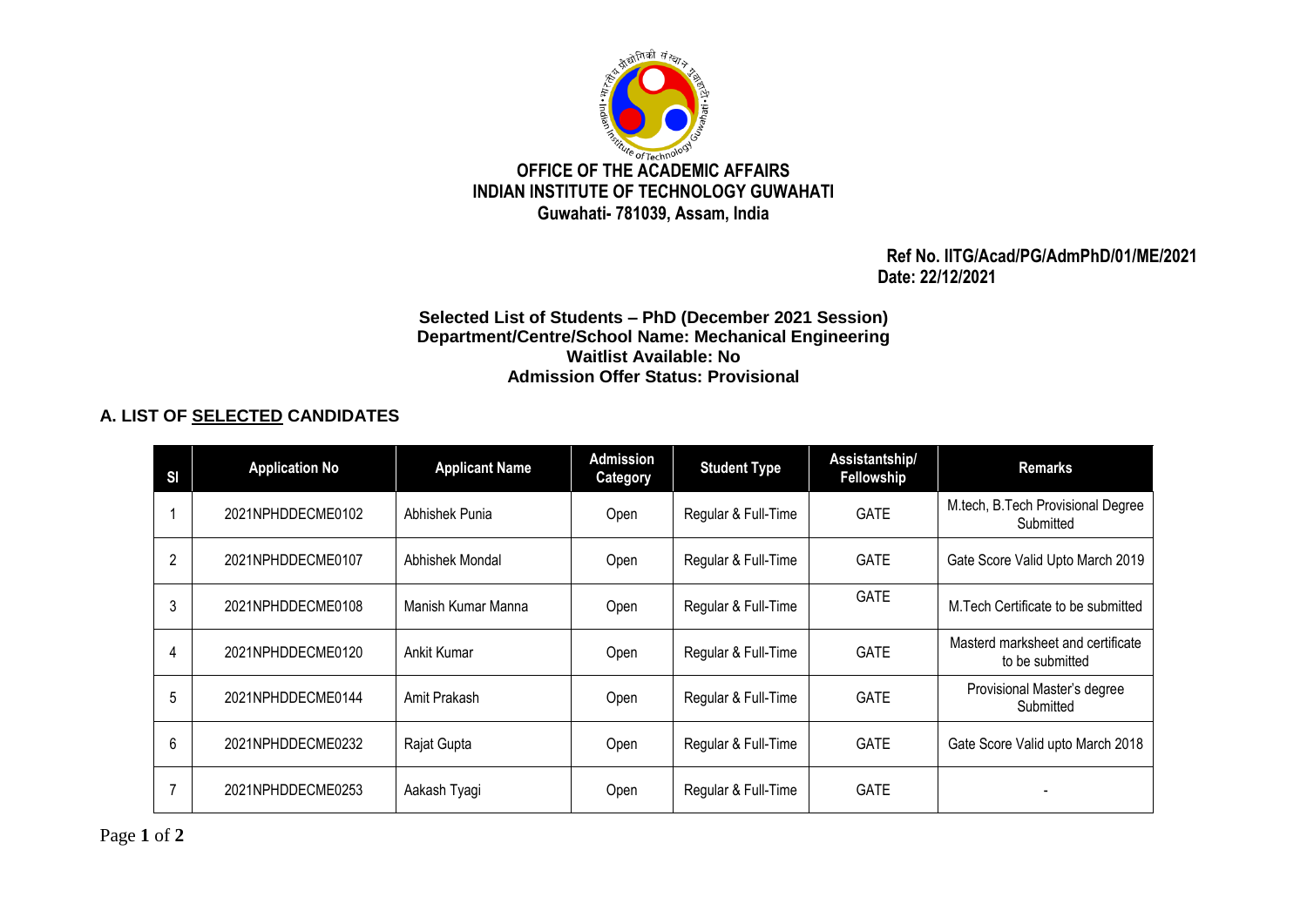**OFFICE OF THE ACADEMIC AFFAIRS**
**INDIAN INSTITUTE OF TECHNOLOGY GUWAHATI**
**Guwahati- 781039, Assam, India**

**Ref No. IITG/Acad/PG/AdmPhD/01/ME/2021**
**Date: 22/12/2021**

**Selected List of Students – PhD (December 2021 Session)**
**Department/Centre/School Name: Mechanical Engineering**
**Waitlist Available: No**
**Admission Offer Status: Provisional**

## A. LIST OF SELECTED CANDIDATES

| Sl | Application No | Applicant Name | Admission Category | Student Type | Assistantship/ Fellowship | Remarks |
|---|---|---|---|---|---|---|
| 1 | 2021NPHDDECME0102 | Abhishek Punia | Open | Regular & Full-Time | GATE | M.tech, B.Tech Provisional Degree Submitted |
| 2 | 2021NPHDDECME0107 | Abhishek Mondal | Open | Regular & Full-Time | GATE | Gate Score Valid Upto March 2019 |
| 3 | 2021NPHDDECME0108 | Manish Kumar Manna | Open | Regular & Full-Time | GATE | M.Tech Certificate to be submitted |
| 4 | 2021NPHDDECME0120 | Ankit Kumar | Open | Regular & Full-Time | GATE | Masterd marksheet and certificate to be submitted |
| 5 | 2021NPHDDECME0144 | Amit Prakash | Open | Regular & Full-Time | GATE | Provisional Master's degree Submitted |
| 6 | 2021NPHDDECME0232 | Rajat Gupta | Open | Regular & Full-Time | GATE | Gate Score Valid upto March 2018 |
| 7 | 2021NPHDDECME0253 | Aakash Tyagi | Open | Regular & Full-Time | GATE | - |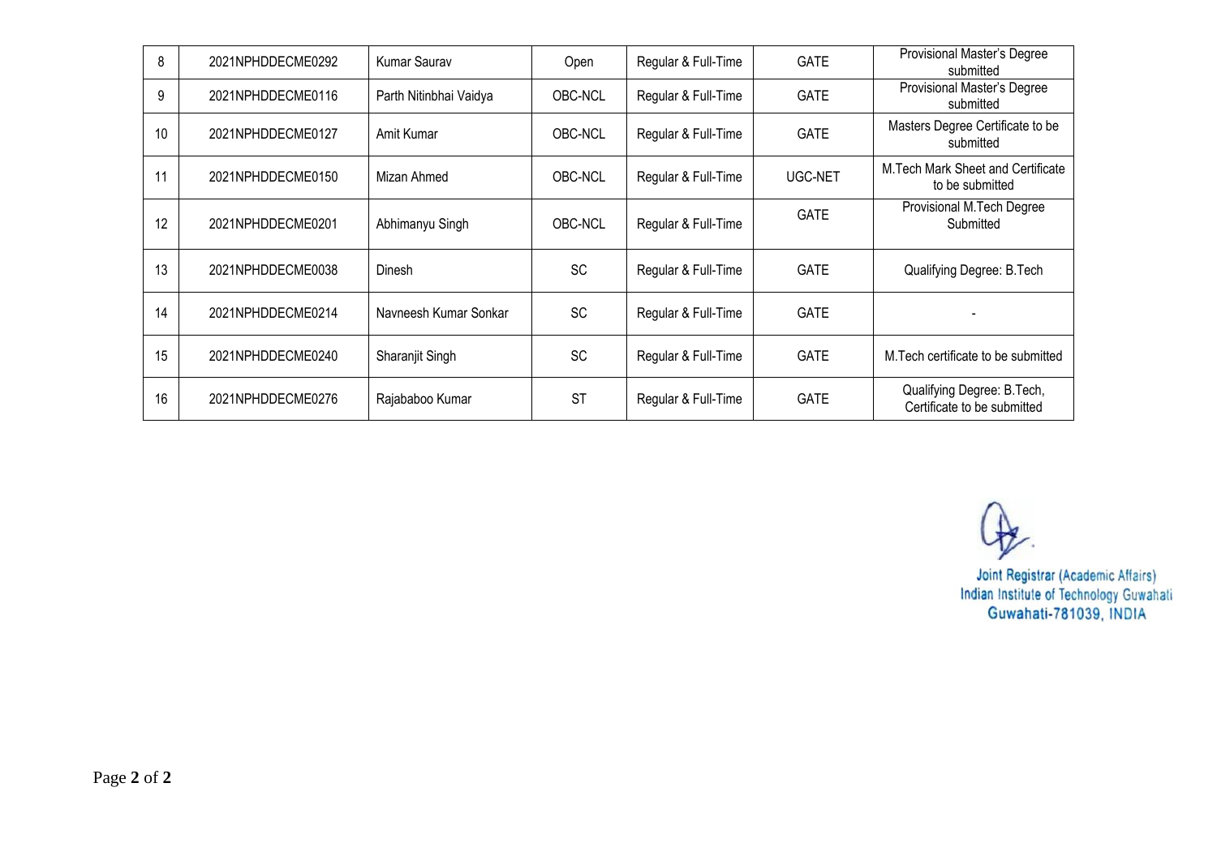| | | | | | | |
|---|---|---|---|---|---|---|
| 8 | 2021NPHDDECME0292 | Kumar Saurav | Open | Regular & Full-Time | GATE | Provisional Master's Degree submitted |
| 9 | 2021NPHDDECME0116 | Parth Nitinbhai Vaidya | OBC-NCL | Regular & Full-Time | GATE | Provisional Master's Degree submitted |
| 10 | 2021NPHDDECME0127 | Amit Kumar | OBC-NCL | Regular & Full-Time | GATE | Masters Degree Certificate to be submitted |
| 11 | 2021NPHDDECME0150 | Mizan Ahmed | OBC-NCL | Regular & Full-Time | UGC-NET | M.Tech Mark Sheet and Certificate to be submitted |
| 12 | 2021NPHDDECME0201 | Abhimanyu Singh | OBC-NCL | Regular & Full-Time | GATE | Provisional M.Tech Degree Submitted |
| 13 | 2021NPHDDECME0038 | Dinesh | SC | Regular & Full-Time | GATE | Qualifying Degree: B.Tech |
| 14 | 2021NPHDDECME0214 | Navneesh Kumar Sonkar | SC | Regular & Full-Time | GATE | - |
| 15 | 2021NPHDDECME0240 | Sharanjit Singh | SC | Regular & Full-Time | GATE | M.Tech certificate to be submitted |
| 16 | 2021NPHDDECME0276 | Rajababoo Kumar | ST | Regular & Full-Time | GATE | Qualifying Degree: B.Tech, Certificate to be submitted |

Joint Registrar (Academic Affairs)
Indian Institute of Technology Guwahati
Guwahati-781039, INDIA